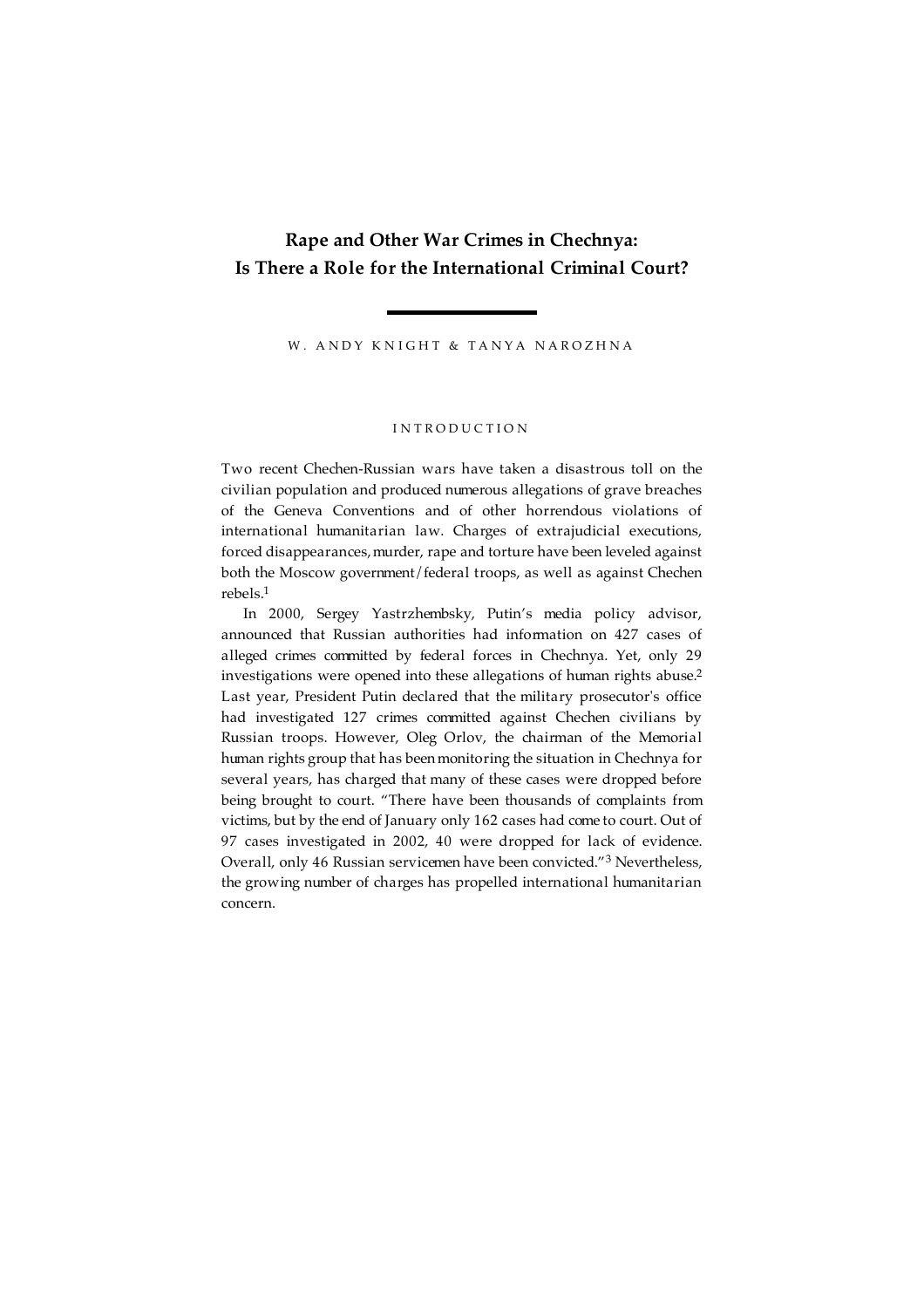# Rape and Other War Crimes in Chechnya: Is There a Role for the International Criminal Court?

W. ANDY KNIGHT & TANYA NAROZHNA

## INTRODUCTION

Two recent Chechen-Russian wars have taken a disastrous toll on the civilian population and produced numerous allegations of grave breaches of the Geneva Conventions and of other horrendous violations of international humanitarian law. Charges of extrajudicial executions, forced disappearances, murder, rape and torture have been leveled against both the Moscow government/federal troops, as well as against Chechen rebels.[1]

In 2000, Sergey Yastrzhembsky, Putin's media policy advisor, announced that Russian authorities had information on 427 cases of alleged crimes committed by federal forces in Chechnya. Yet, only 29 investigations were opened into these allegations of human rights abuse.[2] Last year, President Putin declared that the military prosecutor's office had investigated 127 crimes committed against Chechen civilians by Russian troops. However, Oleg Orlov, the chairman of the Memorial human rights group that has been monitoring the situation in Chechnya for several years, has charged that many of these cases were dropped before being brought to court. "There have been thousands of complaints from victims, but by the end of January only 162 cases had come to court. Out of 97 cases investigated in 2002, 40 were dropped for lack of evidence. Overall, only 46 Russian servicemen have been convicted."[3] Nevertheless, the growing number of charges has propelled international humanitarian concern.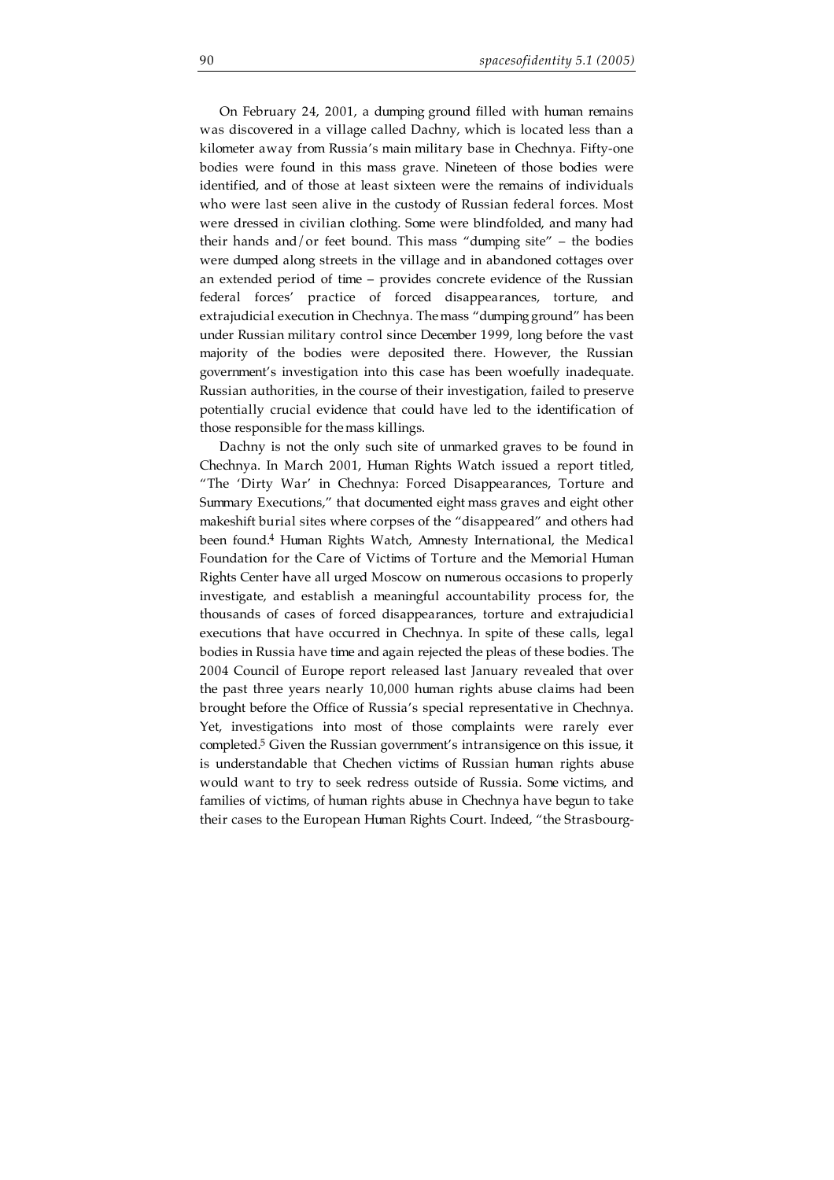On February 24, 2001, a dumping ground filled with human remains was discovered in a village called Dachny, which is located less than a kilometer away from Russia's main military base in Chechnya. Fifty-one bodies were found in this mass grave. Nineteen of those bodies were identified, and of those at least sixteen were the remains of individuals who were last seen alive in the custody of Russian federal forces. Most were dressed in civilian clothing. Some were blindfolded, and many had their hands and/or feet bound. This mass "dumping site" – the bodies were dumped along streets in the village and in abandoned cottages over an extended period of time – provides concrete evidence of the Russian federal forces' practice of forced disappearances, torture, and extrajudicial execution in Chechnya. The mass "dumping ground" has been under Russian military control since December 1999, long before the vast majority of the bodies were deposited there. However, the Russian government's investigation into this case has been woefully inadequate. Russian authorities, in the course of their investigation, failed to preserve potentially crucial evidence that could have led to the identification of those responsible for the mass killings.

Dachny is not the only such site of unmarked graves to be found in Chechnya. In March 2001, Human Rights Watch issued a report titled, "The 'Dirty War' in Chechnya: Forced Disappearances, Torture and Summary Executions," that documented eight mass graves and eight other makeshift burial sites where corpses of the "disappeared" and others had been found.[4] Human Rights Watch, Amnesty International, the Medical Foundation for the Care of Victims of Torture and the Memorial Human Rights Center have all urged Moscow on numerous occasions to properly investigate, and establish a meaningful accountability process for, the thousands of cases of forced disappearances, torture and extrajudicial executions that have occurred in Chechnya. In spite of these calls, legal bodies in Russia have time and again rejected the pleas of these bodies. The 2004 Council of Europe report released last January revealed that over the past three years nearly 10,000 human rights abuse claims had been brought before the Office of Russia's special representative in Chechnya. Yet, investigations into most of those complaints were rarely ever completed.[5] Given the Russian government's intransigence on this issue, it is understandable that Chechen victims of Russian human rights abuse would want to try to seek redress outside of Russia. Some victims, and families of victims, of human rights abuse in Chechnya have begun to take their cases to the European Human Rights Court. Indeed, "the Strasbourg-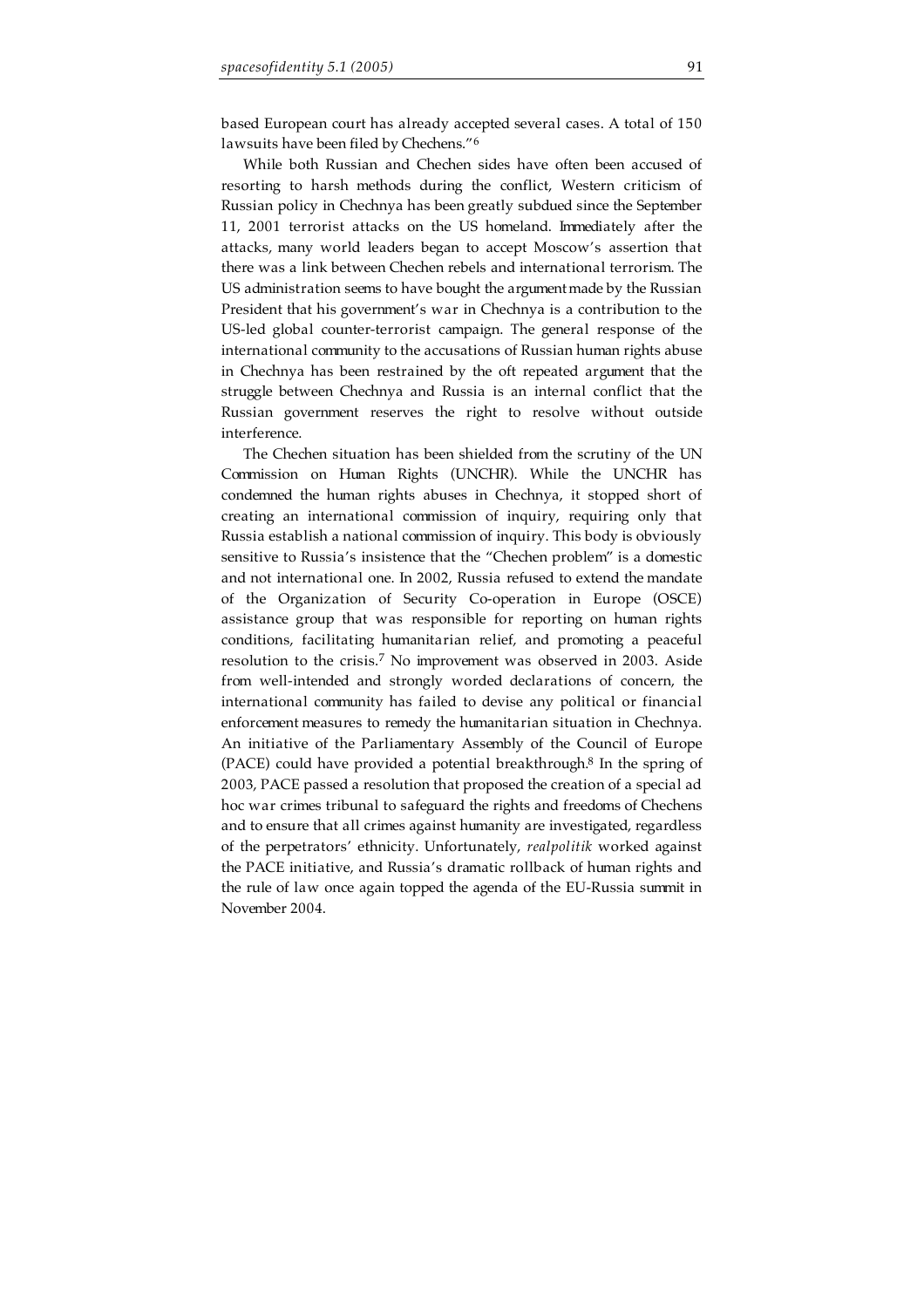based European court has already accepted several cases. A total of 150 lawsuits have been filed by Chechens."[6]

While both Russian and Chechen sides have often been accused of resorting to harsh methods during the conflict, Western criticism of Russian policy in Chechnya has been greatly subdued since the September 11, 2001 terrorist attacks on the US homeland. Immediately after the attacks, many world leaders began to accept Moscow's assertion that there was a link between Chechen rebels and international terrorism. The US administration seems to have bought the argument made by the Russian President that his government's war in Chechnya is a contribution to the US-led global counter-terrorist campaign. The general response of the international community to the accusations of Russian human rights abuse in Chechnya has been restrained by the oft repeated argument that the struggle between Chechnya and Russia is an internal conflict that the Russian government reserves the right to resolve without outside interference.

The Chechen situation has been shielded from the scrutiny of the UN Commission on Human Rights (UNCHR). While the UNCHR has condemned the human rights abuses in Chechnya, it stopped short of creating an international commission of inquiry, requiring only that Russia establish a national commission of inquiry. This body is obviously sensitive to Russia's insistence that the "Chechen problem" is a domestic and not international one. In 2002, Russia refused to extend the mandate of the Organization of Security Co-operation in Europe (OSCE) assistance group that was responsible for reporting on human rights conditions, facilitating humanitarian relief, and promoting a peaceful resolution to the crisis.[7] No improvement was observed in 2003. Aside from well-intended and strongly worded declarations of concern, the international community has failed to devise any political or financial enforcement measures to remedy the humanitarian situation in Chechnya. An initiative of the Parliamentary Assembly of the Council of Europe (PACE) could have provided a potential breakthrough.[8] In the spring of 2003, PACE passed a resolution that proposed the creation of a special ad hoc war crimes tribunal to safeguard the rights and freedoms of Chechens and to ensure that all crimes against humanity are investigated, regardless of the perpetrators' ethnicity. Unfortunately, *realpolitik* worked against the PACE initiative, and Russia's dramatic rollback of human rights and the rule of law once again topped the agenda of the EU-Russia summit in November 2004.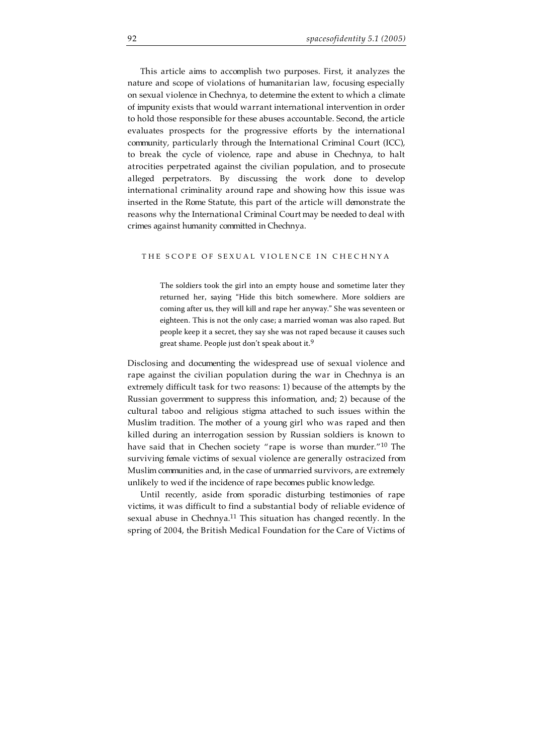This article aims to accomplish two purposes. First, it analyzes the nature and scope of violations of humanitarian law, focusing especially on sexual violence in Chechnya, to determine the extent to which a climate of impunity exists that would warrant international intervention in order to hold those responsible for these abuses accountable. Second, the article evaluates prospects for the progressive efforts by the international community, particularly through the International Criminal Court (ICC), to break the cycle of violence, rape and abuse in Chechnya, to halt atrocities perpetrated against the civilian population, and to prosecute alleged perpetrators. By discussing the work done to develop international criminality around rape and showing how this issue was inserted in the Rome Statute, this part of the article will demonstrate the reasons why the International Criminal Court may be needed to deal with crimes against humanity committed in Chechnya.

## THE SCOPE OF SEXUAL VIOLENCE IN CHECHNYA

> The soldiers took the girl into an empty house and sometime later they returned her, saying "Hide this bitch somewhere. More soldiers are coming after us, they will kill and rape her anyway." She was seventeen or eighteen. This is not the only case; a married woman was also raped. But people keep it a secret, they say she was not raped because it causes such great shame. People just don't speak about it.[9]

Disclosing and documenting the widespread use of sexual violence and rape against the civilian population during the war in Chechnya is an extremely difficult task for two reasons: 1) because of the attempts by the Russian government to suppress this information, and; 2) because of the cultural taboo and religious stigma attached to such issues within the Muslim tradition. The mother of a young girl who was raped and then killed during an interrogation session by Russian soldiers is known to have said that in Chechen society "rape is worse than murder."[10] The surviving female victims of sexual violence are generally ostracized from Muslim communities and, in the case of unmarried survivors, are extremely unlikely to wed if the incidence of rape becomes public knowledge.

Until recently, aside from sporadic disturbing testimonies of rape victims, it was difficult to find a substantial body of reliable evidence of sexual abuse in Chechnya.[11] This situation has changed recently. In the spring of 2004, the British Medical Foundation for the Care of Victims of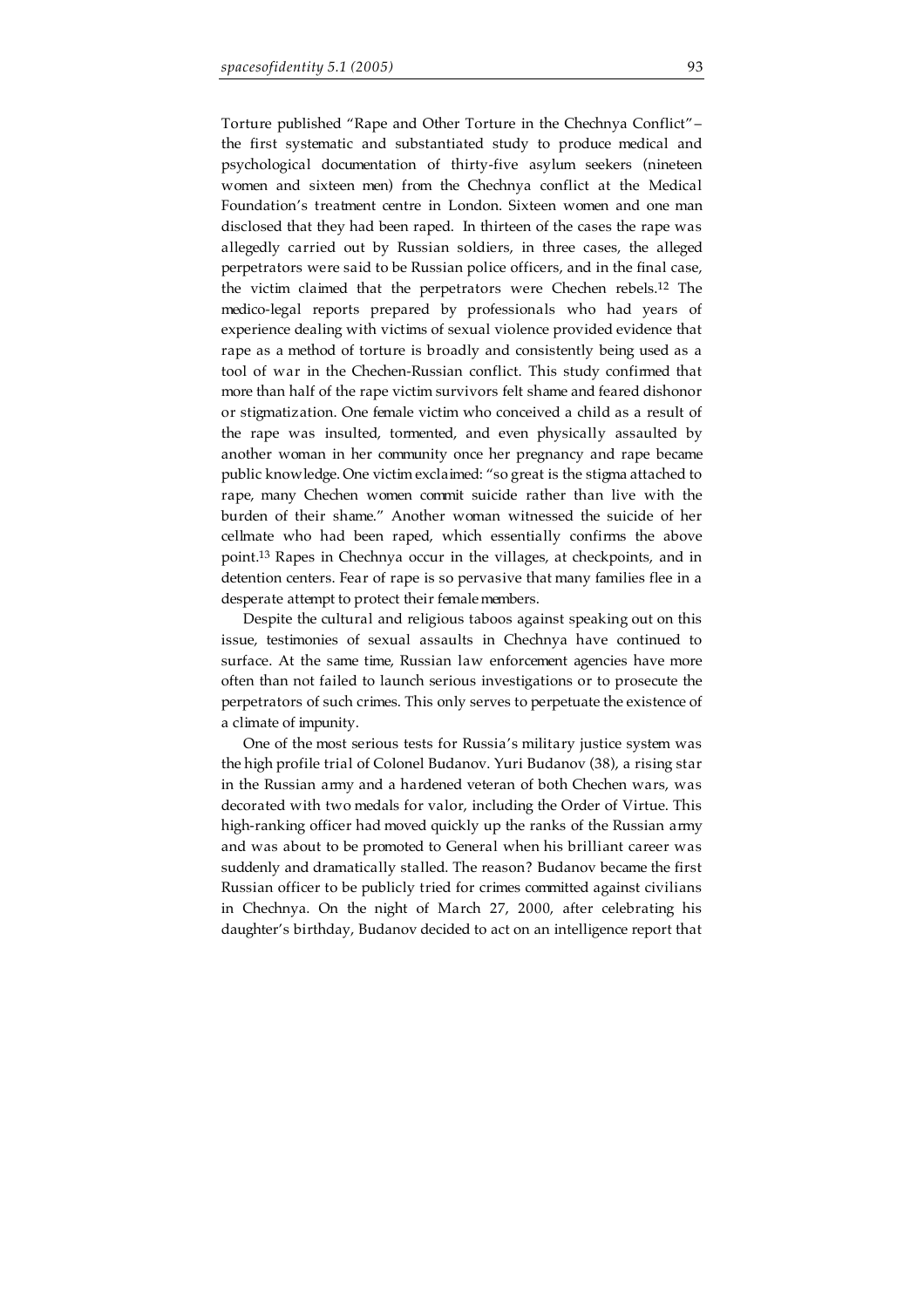Torture published "Rape and Other Torture in the Chechnya Conflict"– the first systematic and substantiated study to produce medical and psychological documentation of thirty-five asylum seekers (nineteen women and sixteen men) from the Chechnya conflict at the Medical Foundation's treatment centre in London. Sixteen women and one man disclosed that they had been raped. In thirteen of the cases the rape was allegedly carried out by Russian soldiers, in three cases, the alleged perpetrators were said to be Russian police officers, and in the final case, the victim claimed that the perpetrators were Chechen rebels.[12] The medico-legal reports prepared by professionals who had years of experience dealing with victims of sexual violence provided evidence that rape as a method of torture is broadly and consistently being used as a tool of war in the Chechen-Russian conflict. This study confirmed that more than half of the rape victim survivors felt shame and feared dishonor or stigmatization. One female victim who conceived a child as a result of the rape was insulted, tormented, and even physically assaulted by another woman in her community once her pregnancy and rape became public knowledge. One victim exclaimed: "so great is the stigma attached to rape, many Chechen women commit suicide rather than live with the burden of their shame." Another woman witnessed the suicide of her cellmate who had been raped, which essentially confirms the above point.[13] Rapes in Chechnya occur in the villages, at checkpoints, and in detention centers. Fear of rape is so pervasive that many families flee in a desperate attempt to protect their female members.

Despite the cultural and religious taboos against speaking out on this issue, testimonies of sexual assaults in Chechnya have continued to surface. At the same time, Russian law enforcement agencies have more often than not failed to launch serious investigations or to prosecute the perpetrators of such crimes. This only serves to perpetuate the existence of a climate of impunity.

One of the most serious tests for Russia's military justice system was the high profile trial of Colonel Budanov. Yuri Budanov (38), a rising star in the Russian army and a hardened veteran of both Chechen wars, was decorated with two medals for valor, including the Order of Virtue. This high-ranking officer had moved quickly up the ranks of the Russian army and was about to be promoted to General when his brilliant career was suddenly and dramatically stalled. The reason? Budanov became the first Russian officer to be publicly tried for crimes committed against civilians in Chechnya. On the night of March 27, 2000, after celebrating his daughter's birthday, Budanov decided to act on an intelligence report that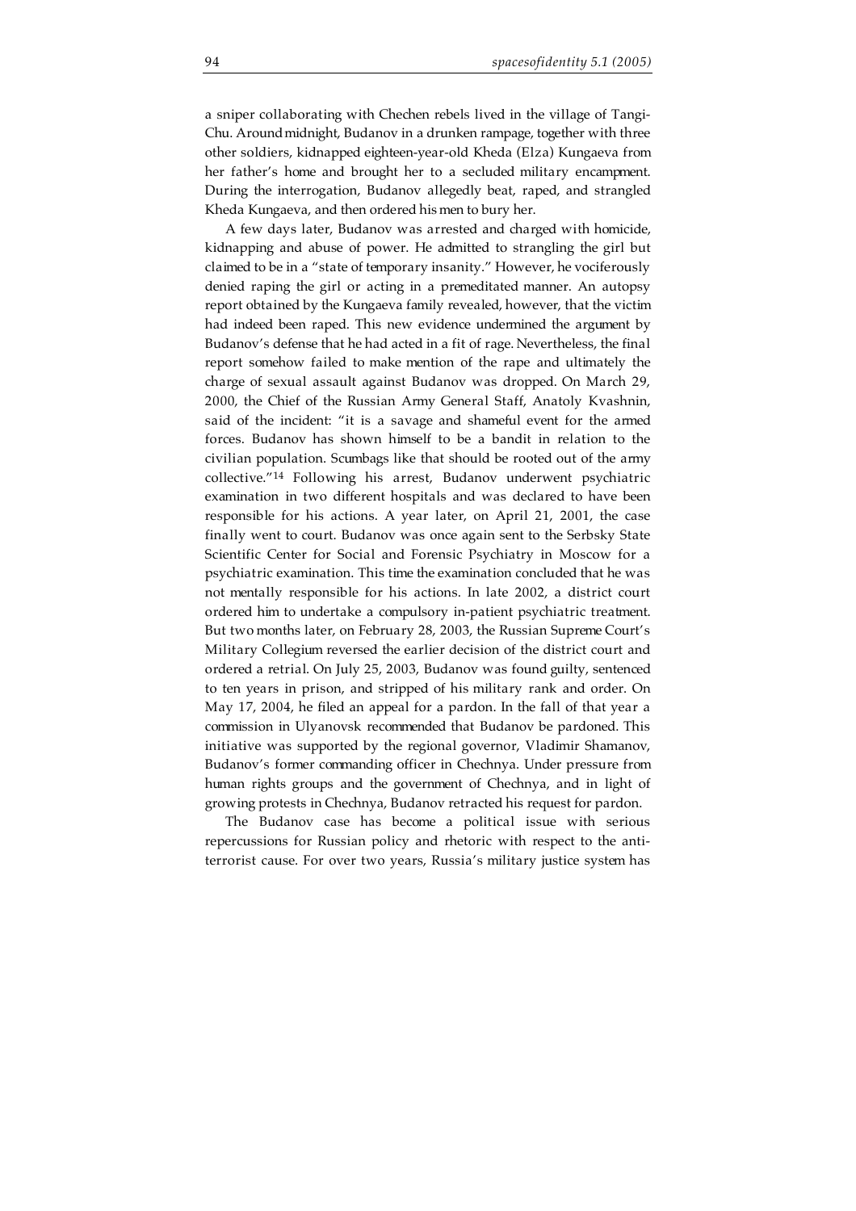a sniper collaborating with Chechen rebels lived in the village of Tangi-Chu. Around midnight, Budanov in a drunken rampage, together with three other soldiers, kidnapped eighteen-year-old Kheda (Elza) Kungaeva from her father's home and brought her to a secluded military encampment. During the interrogation, Budanov allegedly beat, raped, and strangled Kheda Kungaeva, and then ordered his men to bury her.

A few days later, Budanov was arrested and charged with homicide, kidnapping and abuse of power. He admitted to strangling the girl but claimed to be in a "state of temporary insanity." However, he vociferously denied raping the girl or acting in a premeditated manner. An autopsy report obtained by the Kungaeva family revealed, however, that the victim had indeed been raped. This new evidence undermined the argument by Budanov's defense that he had acted in a fit of rage. Nevertheless, the final report somehow failed to make mention of the rape and ultimately the charge of sexual assault against Budanov was dropped. On March 29, 2000, the Chief of the Russian Army General Staff, Anatoly Kvashnin, said of the incident: "it is a savage and shameful event for the armed forces. Budanov has shown himself to be a bandit in relation to the civilian population. Scumbags like that should be rooted out of the army collective."[14] Following his arrest, Budanov underwent psychiatric examination in two different hospitals and was declared to have been responsible for his actions. A year later, on April 21, 2001, the case finally went to court. Budanov was once again sent to the Serbsky State Scientific Center for Social and Forensic Psychiatry in Moscow for a psychiatric examination. This time the examination concluded that he was not mentally responsible for his actions. In late 2002, a district court ordered him to undertake a compulsory in-patient psychiatric treatment. But two months later, on February 28, 2003, the Russian Supreme Court's Military Collegium reversed the earlier decision of the district court and ordered a retrial. On July 25, 2003, Budanov was found guilty, sentenced to ten years in prison, and stripped of his military rank and order. On May 17, 2004, he filed an appeal for a pardon. In the fall of that year a commission in Ulyanovsk recommended that Budanov be pardoned. This initiative was supported by the regional governor, Vladimir Shamanov, Budanov's former commanding officer in Chechnya. Under pressure from human rights groups and the government of Chechnya, and in light of growing protests in Chechnya, Budanov retracted his request for pardon.

The Budanov case has become a political issue with serious repercussions for Russian policy and rhetoric with respect to the anti-terrorist cause. For over two years, Russia's military justice system has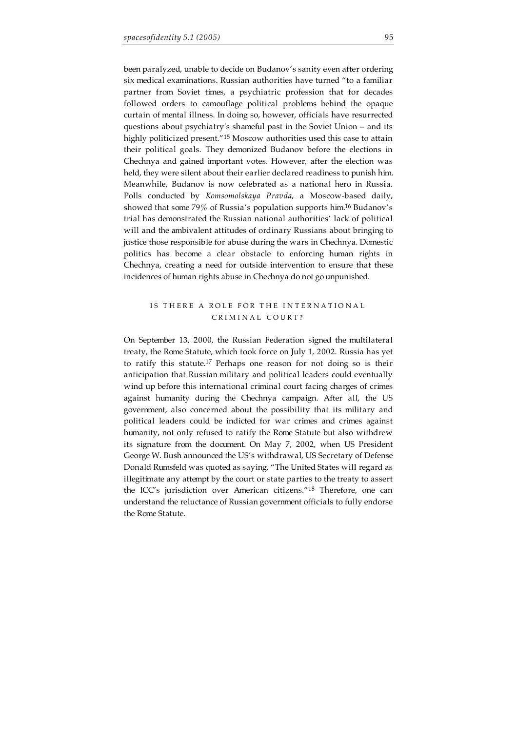been paralyzed, unable to decide on Budanov's sanity even after ordering six medical examinations. Russian authorities have turned "to a familiar partner from Soviet times, a psychiatric profession that for decades followed orders to camouflage political problems behind the opaque curtain of mental illness. In doing so, however, officials have resurrected questions about psychiatry's shameful past in the Soviet Union – and its highly politicized present."[15] Moscow authorities used this case to attain their political goals. They demonized Budanov before the elections in Chechnya and gained important votes. However, after the election was held, they were silent about their earlier declared readiness to punish him. Meanwhile, Budanov is now celebrated as a national hero in Russia. Polls conducted by *Komsomolskaya Pravda*, a Moscow-based daily, showed that some 79% of Russia's population supports him.[16] Budanov's trial has demonstrated the Russian national authorities' lack of political will and the ambivalent attitudes of ordinary Russians about bringing to justice those responsible for abuse during the wars in Chechnya. Domestic politics has become a clear obstacle to enforcing human rights in Chechnya, creating a need for outside intervention to ensure that these incidences of human rights abuse in Chechnya do not go unpunished.

## IS THERE A ROLE FOR THE INTERNATIONAL CRIMINAL COURT?

On September 13, 2000, the Russian Federation signed the multilateral treaty, the Rome Statute, which took force on July 1, 2002. Russia has yet to ratify this statute.[17] Perhaps one reason for not doing so is their anticipation that Russian military and political leaders could eventually wind up before this international criminal court facing charges of crimes against humanity during the Chechnya campaign. After all, the US government, also concerned about the possibility that its military and political leaders could be indicted for war crimes and crimes against humanity, not only refused to ratify the Rome Statute but also withdrew its signature from the document. On May 7, 2002, when US President George W. Bush announced the US's withdrawal, US Secretary of Defense Donald Rumsfeld was quoted as saying, "The United States will regard as illegitimate any attempt by the court or state parties to the treaty to assert the ICC's jurisdiction over American citizens."[18] Therefore, one can understand the reluctance of Russian government officials to fully endorse the Rome Statute.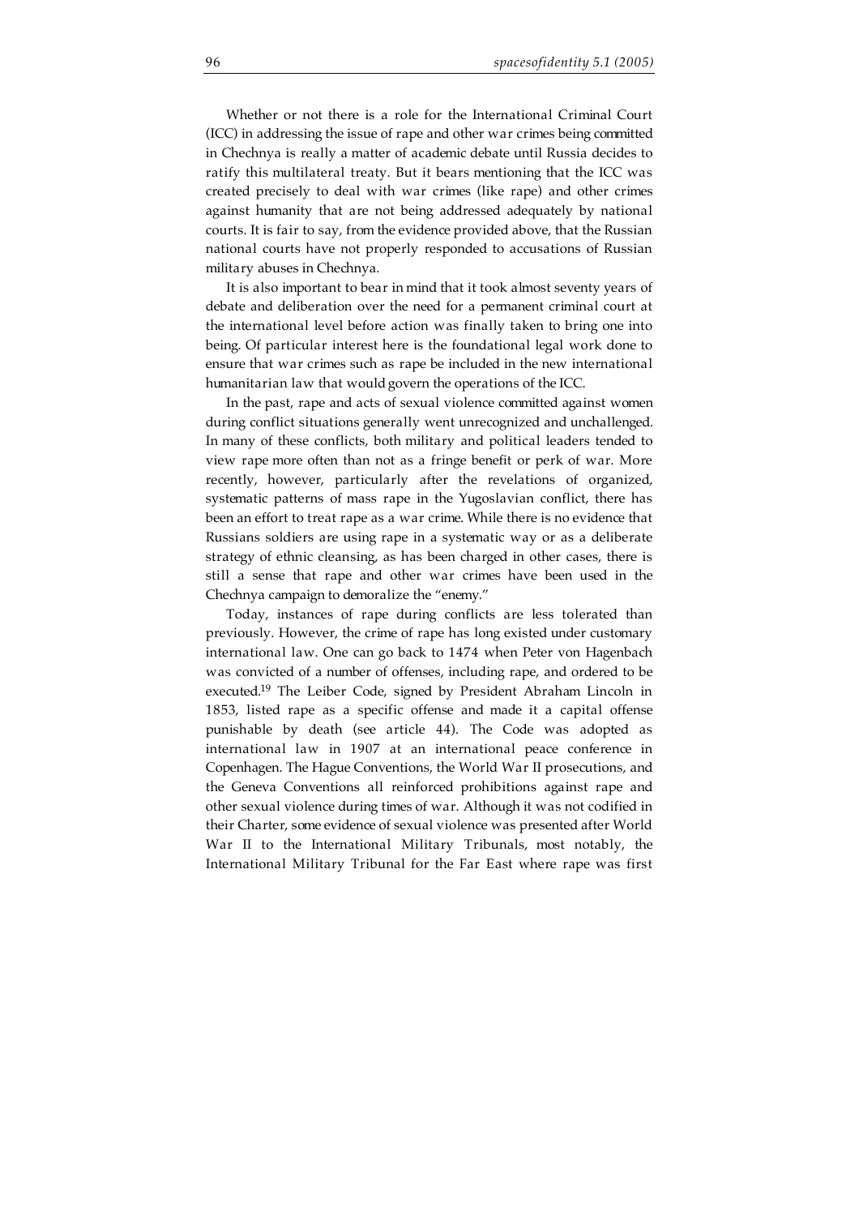Whether or not there is a role for the International Criminal Court (ICC) in addressing the issue of rape and other war crimes being committed in Chechnya is really a matter of academic debate until Russia decides to ratify this multilateral treaty. But it bears mentioning that the ICC was created precisely to deal with war crimes (like rape) and other crimes against humanity that are not being addressed adequately by national courts. It is fair to say, from the evidence provided above, that the Russian national courts have not properly responded to accusations of Russian military abuses in Chechnya.

It is also important to bear in mind that it took almost seventy years of debate and deliberation over the need for a permanent criminal court at the international level before action was finally taken to bring one into being. Of particular interest here is the foundational legal work done to ensure that war crimes such as rape be included in the new international humanitarian law that would govern the operations of the ICC.

In the past, rape and acts of sexual violence committed against women during conflict situations generally went unrecognized and unchallenged. In many of these conflicts, both military and political leaders tended to view rape more often than not as a fringe benefit or perk of war. More recently, however, particularly after the revelations of organized, systematic patterns of mass rape in the Yugoslavian conflict, there has been an effort to treat rape as a war crime. While there is no evidence that Russians soldiers are using rape in a systematic way or as a deliberate strategy of ethnic cleansing, as has been charged in other cases, there is still a sense that rape and other war crimes have been used in the Chechnya campaign to demoralize the "enemy."

Today, instances of rape during conflicts are less tolerated than previously. However, the crime of rape has long existed under customary international law. One can go back to 1474 when Peter von Hagenbach was convicted of a number of offenses, including rape, and ordered to be executed.[19] The Leiber Code, signed by President Abraham Lincoln in 1853, listed rape as a specific offense and made it a capital offense punishable by death (see article 44). The Code was adopted as international law in 1907 at an international peace conference in Copenhagen. The Hague Conventions, the World War II prosecutions, and the Geneva Conventions all reinforced prohibitions against rape and other sexual violence during times of war. Although it was not codified in their Charter, some evidence of sexual violence was presented after World War II to the International Military Tribunals, most notably, the International Military Tribunal for the Far East where rape was first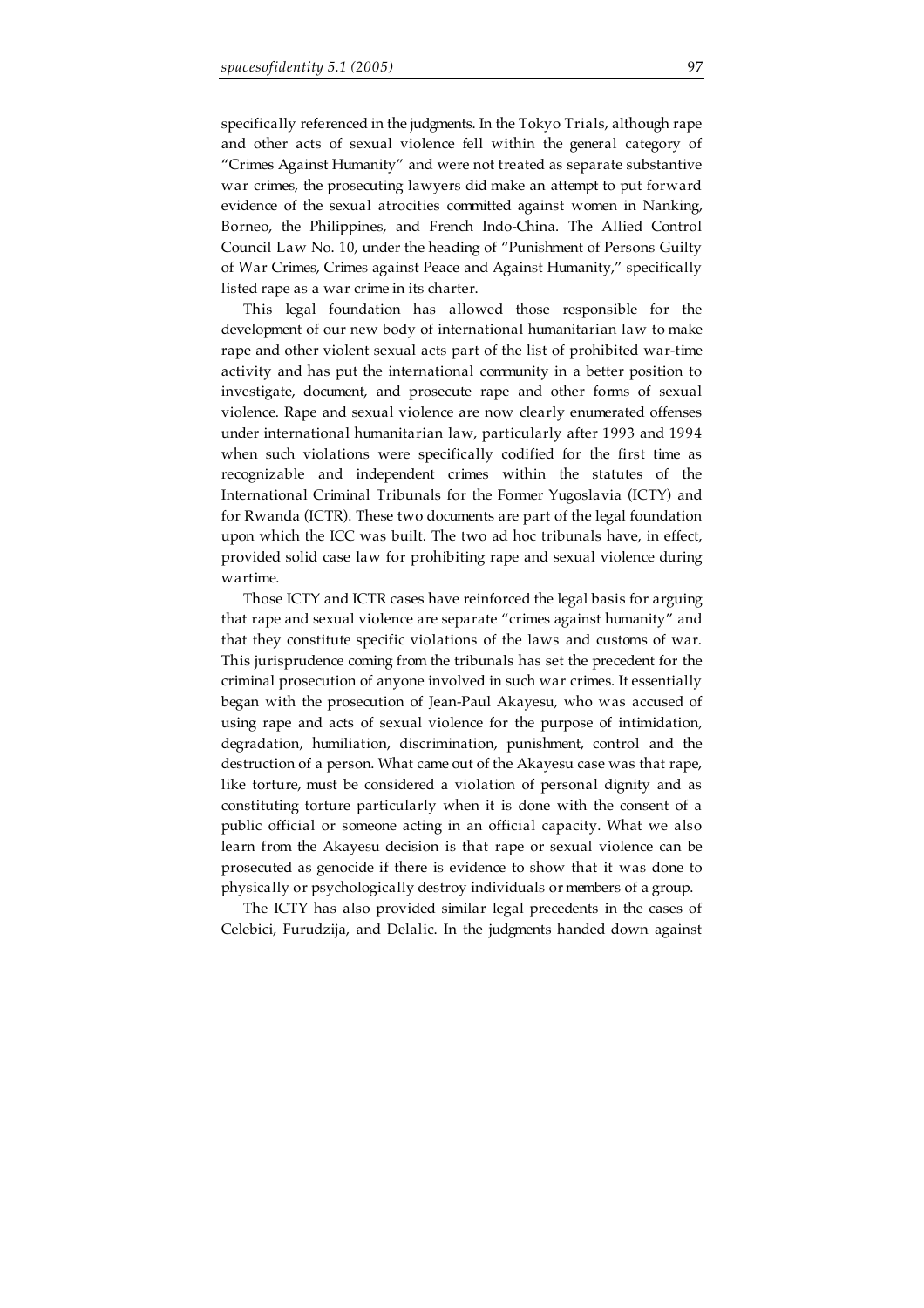specifically referenced in the judgments. In the Tokyo Trials, although rape and other acts of sexual violence fell within the general category of "Crimes Against Humanity" and were not treated as separate substantive war crimes, the prosecuting lawyers did make an attempt to put forward evidence of the sexual atrocities committed against women in Nanking, Borneo, the Philippines, and French Indo-China. The Allied Control Council Law No. 10, under the heading of "Punishment of Persons Guilty of War Crimes, Crimes against Peace and Against Humanity," specifically listed rape as a war crime in its charter.

This legal foundation has allowed those responsible for the development of our new body of international humanitarian law to make rape and other violent sexual acts part of the list of prohibited war-time activity and has put the international community in a better position to investigate, document, and prosecute rape and other forms of sexual violence. Rape and sexual violence are now clearly enumerated offenses under international humanitarian law, particularly after 1993 and 1994 when such violations were specifically codified for the first time as recognizable and independent crimes within the statutes of the International Criminal Tribunals for the Former Yugoslavia (ICTY) and for Rwanda (ICTR). These two documents are part of the legal foundation upon which the ICC was built. The two ad hoc tribunals have, in effect, provided solid case law for prohibiting rape and sexual violence during wartime.

Those ICTY and ICTR cases have reinforced the legal basis for arguing that rape and sexual violence are separate "crimes against humanity" and that they constitute specific violations of the laws and customs of war. This jurisprudence coming from the tribunals has set the precedent for the criminal prosecution of anyone involved in such war crimes. It essentially began with the prosecution of Jean-Paul Akayesu, who was accused of using rape and acts of sexual violence for the purpose of intimidation, degradation, humiliation, discrimination, punishment, control and the destruction of a person. What came out of the Akayesu case was that rape, like torture, must be considered a violation of personal dignity and as constituting torture particularly when it is done with the consent of a public official or someone acting in an official capacity. What we also learn from the Akayesu decision is that rape or sexual violence can be prosecuted as genocide if there is evidence to show that it was done to physically or psychologically destroy individuals or members of a group.

The ICTY has also provided similar legal precedents in the cases of Celebici, Furudzija, and Delalic. In the judgments handed down against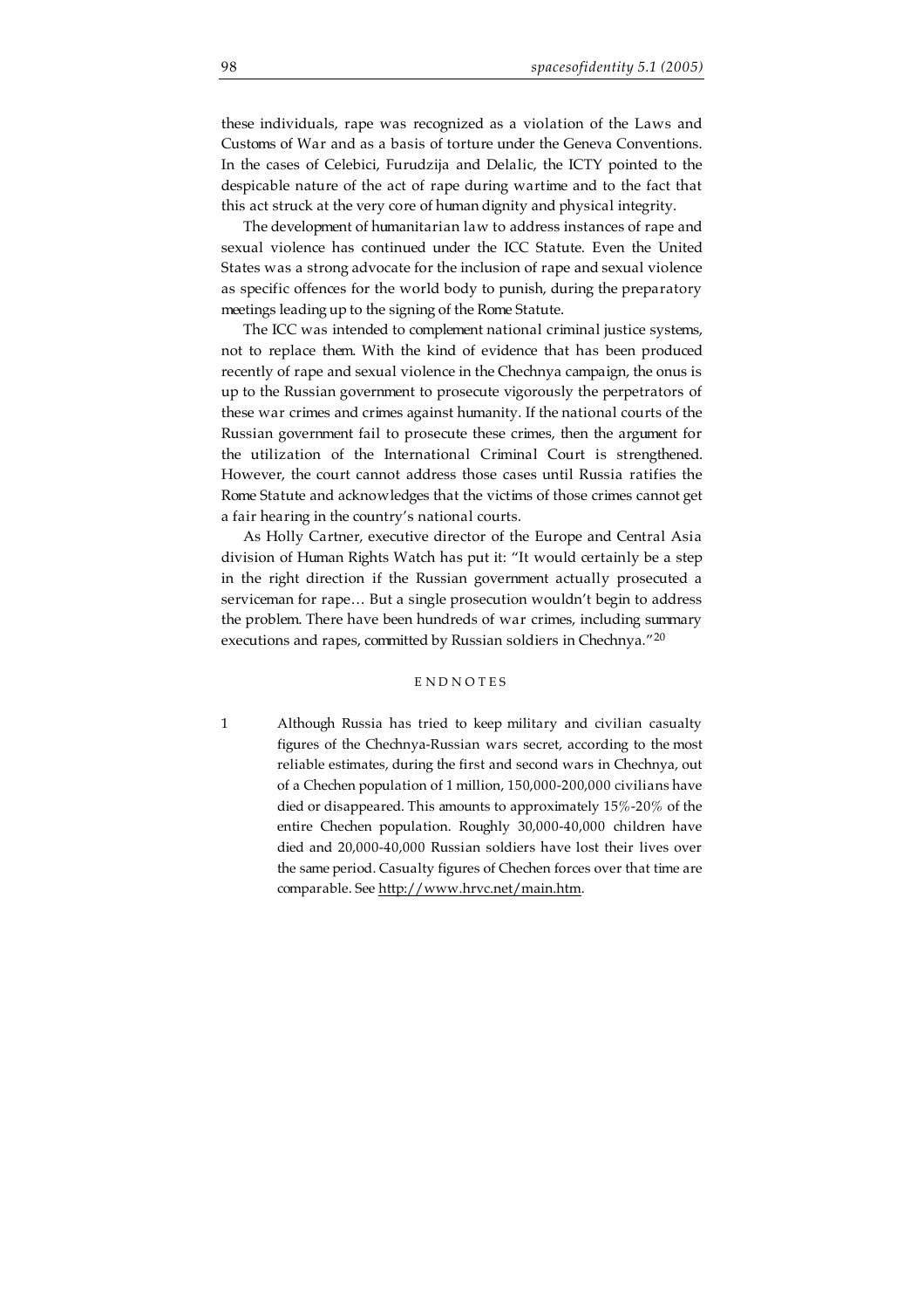these individuals, rape was recognized as a violation of the Laws and Customs of War and as a basis of torture under the Geneva Conventions. In the cases of Celebici, Furudzija and Delalic, the ICTY pointed to the despicable nature of the act of rape during wartime and to the fact that this act struck at the very core of human dignity and physical integrity.

The development of humanitarian law to address instances of rape and sexual violence has continued under the ICC Statute. Even the United States was a strong advocate for the inclusion of rape and sexual violence as specific offences for the world body to punish, during the preparatory meetings leading up to the signing of the Rome Statute.

The ICC was intended to complement national criminal justice systems, not to replace them. With the kind of evidence that has been produced recently of rape and sexual violence in the Chechnya campaign, the onus is up to the Russian government to prosecute vigorously the perpetrators of these war crimes and crimes against humanity. If the national courts of the Russian government fail to prosecute these crimes, then the argument for the utilization of the International Criminal Court is strengthened. However, the court cannot address those cases until Russia ratifies the Rome Statute and acknowledges that the victims of those crimes cannot get a fair hearing in the country's national courts.

As Holly Cartner, executive director of the Europe and Central Asia division of Human Rights Watch has put it: "It would certainly be a step in the right direction if the Russian government actually prosecuted a serviceman for rape… But a single prosecution wouldn't begin to address the problem. There have been hundreds of war crimes, including summary executions and rapes, committed by Russian soldiers in Chechnya."[20]

## ENDNOTES

1 Although Russia has tried to keep military and civilian casualty figures of the Chechnya-Russian wars secret, according to the most reliable estimates, during the first and second wars in Chechnya, out of a Chechen population of 1 million, 150,000-200,000 civilians have died or disappeared. This amounts to approximately 15%-20% of the entire Chechen population. Roughly 30,000-40,000 children have died and 20,000-40,000 Russian soldiers have lost their lives over the same period. Casualty figures of Chechen forces over that time are comparable. See http://www.hrvc.net/main.htm.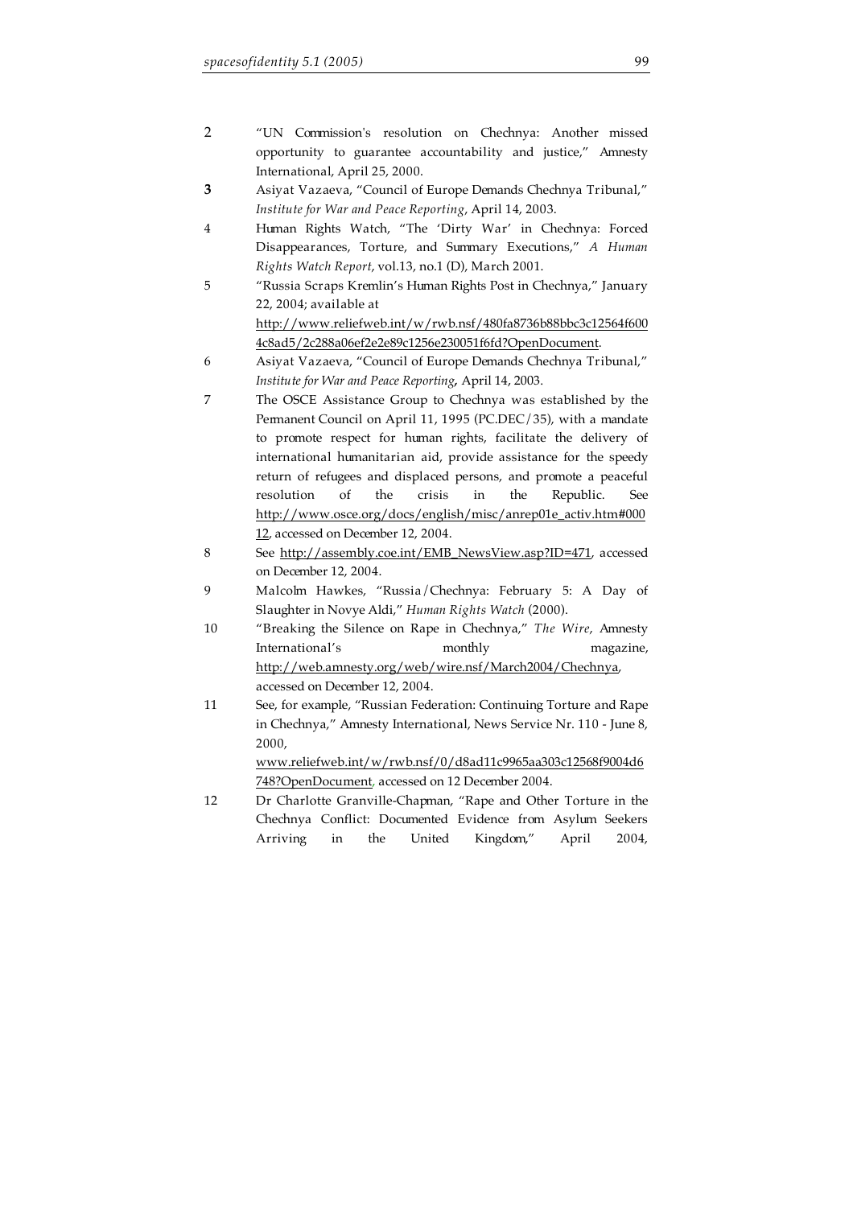2 "UN Commission's resolution on Chechnya: Another missed opportunity to guarantee accountability and justice," Amnesty International, April 25, 2000.

3 Asiyat Vazaeva, "Council of Europe Demands Chechnya Tribunal," *Institute for War and Peace Reporting*, April 14, 2003.

4 Human Rights Watch, "The 'Dirty War' in Chechnya: Forced Disappearances, Torture, and Summary Executions," *A Human Rights Watch Report*, vol.13, no.1 (D), March 2001.

5 "Russia Scraps Kremlin's Human Rights Post in Chechnya," January 22, 2004; available at http://www.reliefweb.int/w/rwb.nsf/480fa8736b88bbc3c12564f6004c8ad5/2c288a06ef2e2e89c1256e230051f6fd?OpenDocument.

6 Asiyat Vazaeva, "Council of Europe Demands Chechnya Tribunal," *Institute for War and Peace Reporting*, April 14, 2003.

7 The OSCE Assistance Group to Chechnya was established by the Permanent Council on April 11, 1995 (PC.DEC/35), with a mandate to promote respect for human rights, facilitate the delivery of international humanitarian aid, provide assistance for the speedy return of refugees and displaced persons, and promote a peaceful resolution of the crisis in the Republic. See http://www.osce.org/docs/english/misc/anrep01e_activ.htm#00012, accessed on December 12, 2004.

8 See http://assembly.coe.int/EMB_NewsView.asp?ID=471, accessed on December 12, 2004.

9 Malcolm Hawkes, "Russia/Chechnya: February 5: A Day of Slaughter in Novye Aldi," *Human Rights Watch* (2000).

10 "Breaking the Silence on Rape in Chechnya," *The Wire*, Amnesty International's monthly magazine, http://web.amnesty.org/web/wire.nsf/March2004/Chechnya, accessed on December 12, 2004.

11 See, for example, "Russian Federation: Continuing Torture and Rape in Chechnya," Amnesty International, News Service Nr. 110 - June 8, 2000, www.reliefweb.int/w/rwb.nsf/0/d8ad11c9965aa303c12568f9004d6748?OpenDocument, accessed on 12 December 2004.

12 Dr Charlotte Granville-Chapman, "Rape and Other Torture in the Chechnya Conflict: Documented Evidence from Asylum Seekers Arriving in the United Kingdom," April 2004,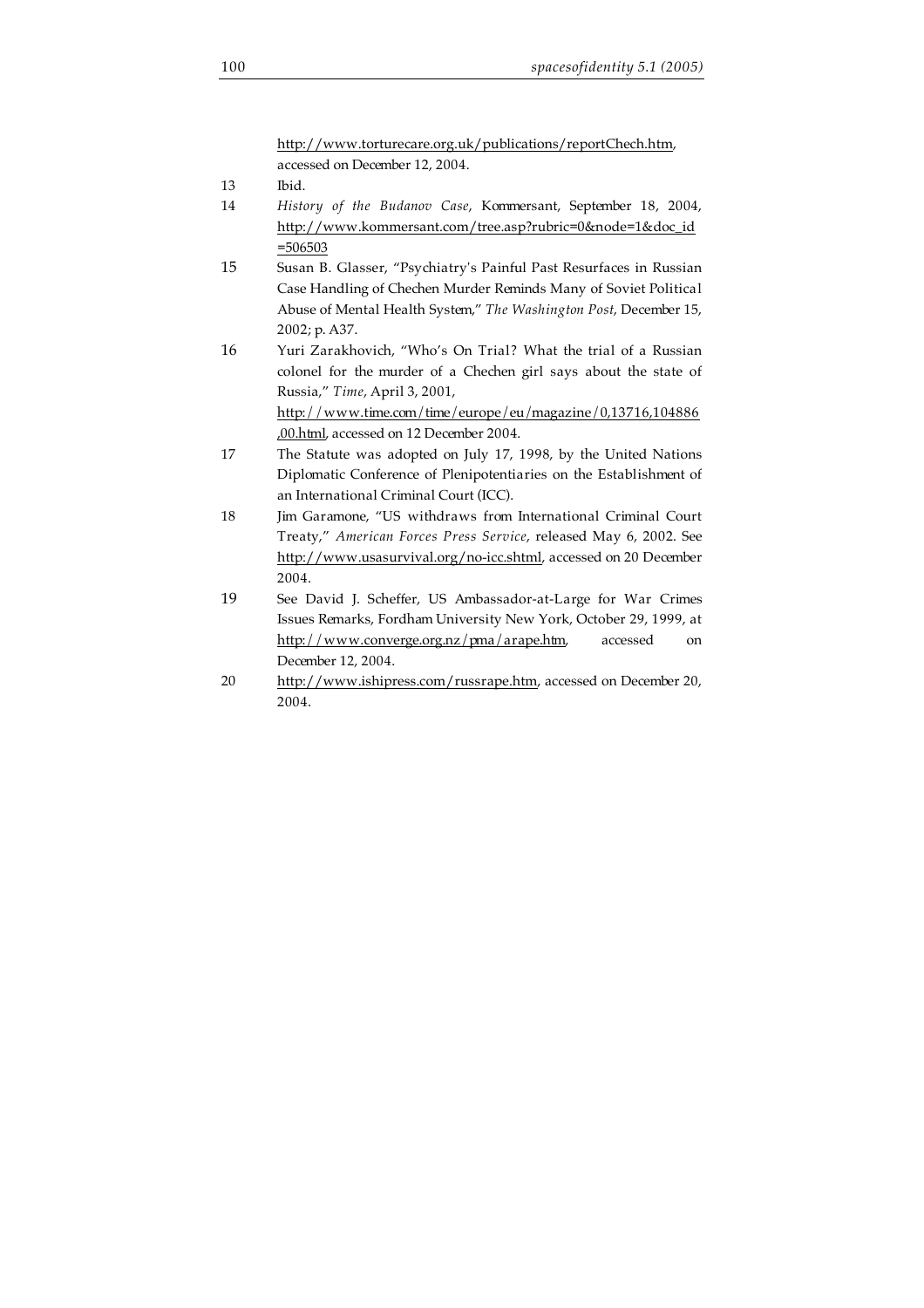http://www.torturecare.org.uk/publications/reportChech.htm, accessed on December 12, 2004.

13 Ibid.

14 *History of the Budanov Case*, Kommersant, September 18, 2004, http://www.kommersant.com/tree.asp?rubric=0&node=1&doc_id=506503

15 Susan B. Glasser, "Psychiatry's Painful Past Resurfaces in Russian Case Handling of Chechen Murder Reminds Many of Soviet Political Abuse of Mental Health System," *The Washington Post*, December 15, 2002; p. A37.

16 Yuri Zarakhovich, "Who's On Trial? What the trial of a Russian colonel for the murder of a Chechen girl says about the state of Russia," *Time*, April 3, 2001, http://www.time.com/time/europe/eu/magazine/0,13716,104886,00.html, accessed on 12 December 2004.

17 The Statute was adopted on July 17, 1998, by the United Nations Diplomatic Conference of Plenipotentiaries on the Establishment of an International Criminal Court (ICC).

18 Jim Garamone, "US withdraws from International Criminal Court Treaty," *American Forces Press Service*, released May 6, 2002. See http://www.usasurvival.org/no-icc.shtml, accessed on 20 December 2004.

19 See David J. Scheffer, US Ambassador-at-Large for War Crimes Issues Remarks, Fordham University New York, October 29, 1999, at http://www.converge.org.nz/pma/arape.htm, accessed on December 12, 2004.

20 http://www.ishipress.com/russrape.htm, accessed on December 20, 2004.